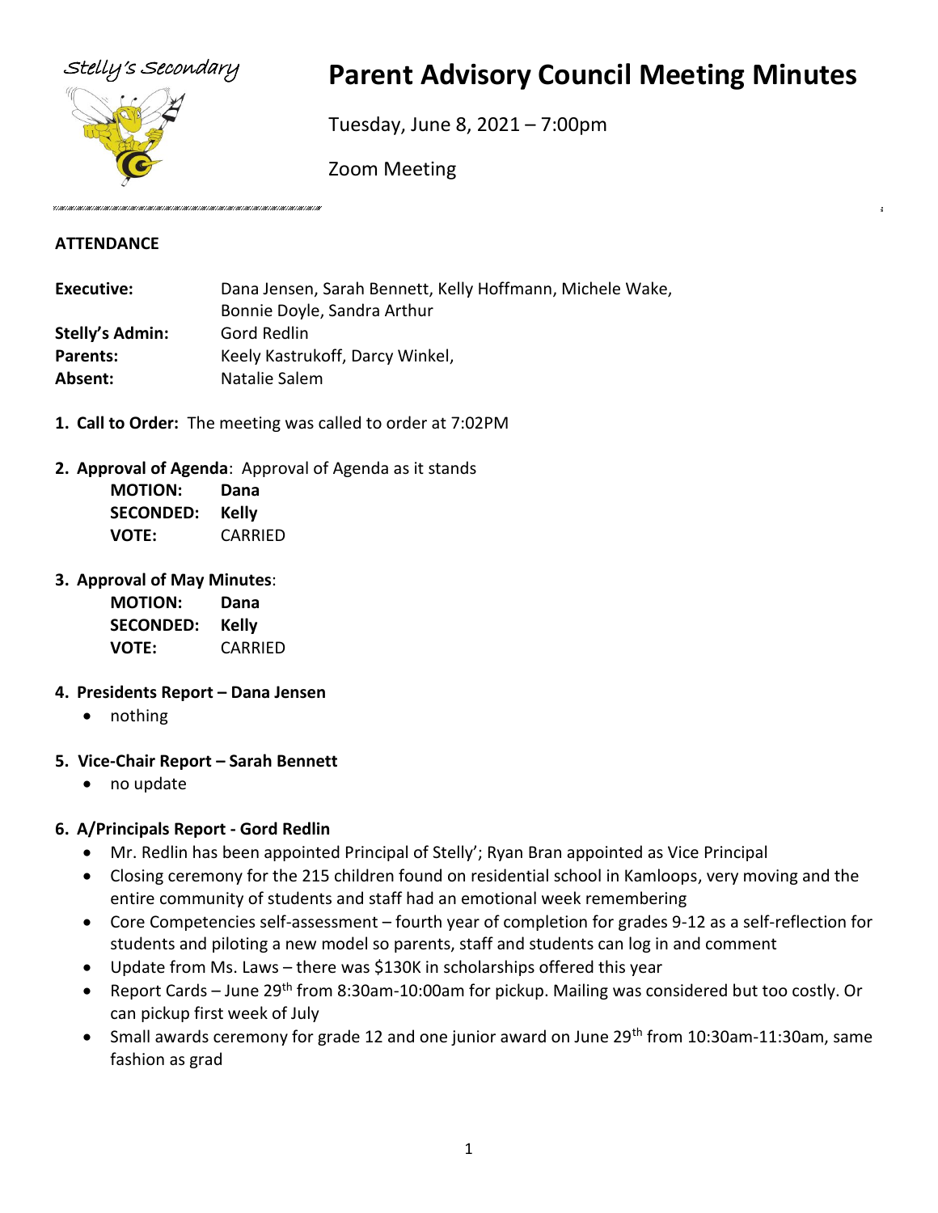Stelly's Secondary

# Parent Advisory Council Meeting Minutes

Tuesday, June 8, 2021 – 7:00pm

Zoom Meeting

## ATTENDANCE

| | |
|---|---|
| **Executive:** | Dana Jensen, Sarah Bennett, Kelly Hoffmann, Michele Wake, Bonnie Doyle, Sandra Arthur |
| **Stelly's Admin:** | Gord Redlin |
| **Parents:** | Keely Kastrukoff, Darcy Winkel, |
| **Absent:** | Natalie Salem |

1. **Call to Order:** The meeting was called to order at 7:02PM

2. **Approval of Agenda**: Approval of Agenda as it stands

   **MOTION:** **Dana**
   **SECONDED:** **Kelly**
   **VOTE:** CARRIED

3. **Approval of May Minutes**:

   **MOTION:** **Dana**
   **SECONDED:** **Kelly**
   **VOTE:** CARRIED

4. **Presidents Report – Dana Jensen**
   - nothing

5. **Vice-Chair Report – Sarah Bennett**
   - no update

6. **A/Principals Report - Gord Redlin**
   - Mr. Redlin has been appointed Principal of Stelly'; Ryan Bran appointed as Vice Principal
   - Closing ceremony for the 215 children found on residential school in Kamloops, very moving and the entire community of students and staff had an emotional week remembering
   - Core Competencies self-assessment – fourth year of completion for grades 9-12 as a self-reflection for students and piloting a new model so parents, staff and students can log in and comment
   - Update from Ms. Laws – there was $130K in scholarships offered this year
   - Report Cards – June 29th from 8:30am-10:00am for pickup. Mailing was considered but too costly. Or can pickup first week of July
   - Small awards ceremony for grade 12 and one junior award on June 29th from 10:30am-11:30am, same fashion as grad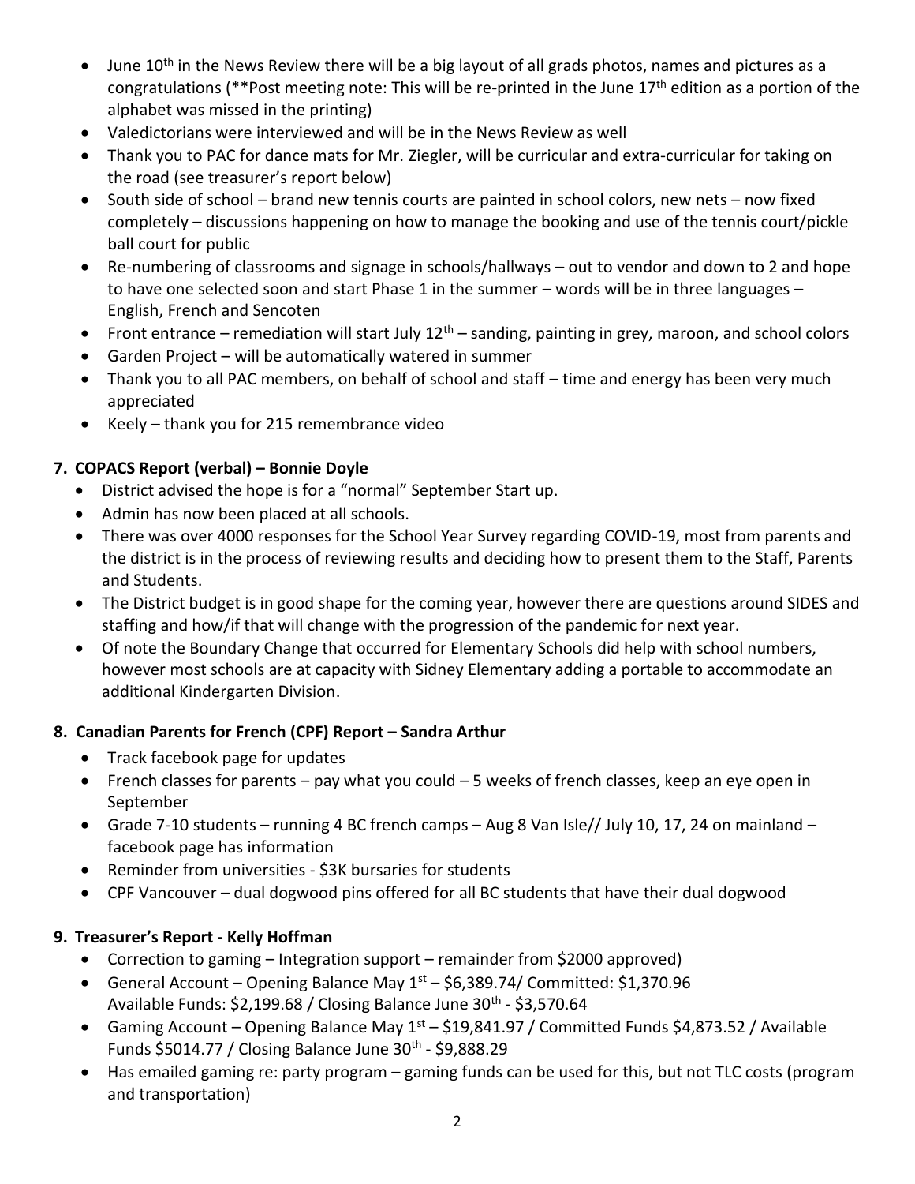- June 10th in the News Review there will be a big layout of all grads photos, names and pictures as a congratulations (**Post meeting note: This will be re-printed in the June 17th edition as a portion of the alphabet was missed in the printing)
- Valedictorians were interviewed and will be in the News Review as well
- Thank you to PAC for dance mats for Mr. Ziegler, will be curricular and extra-curricular for taking on the road (see treasurer's report below)
- South side of school – brand new tennis courts are painted in school colors, new nets – now fixed completely – discussions happening on how to manage the booking and use of the tennis court/pickle ball court for public
- Re-numbering of classrooms and signage in schools/hallways – out to vendor and down to 2 and hope to have one selected soon and start Phase 1 in the summer – words will be in three languages – English, French and Sencoten
- Front entrance – remediation will start July 12th – sanding, painting in grey, maroon, and school colors
- Garden Project – will be automatically watered in summer
- Thank you to all PAC members, on behalf of school and staff – time and energy has been very much appreciated
- Keely – thank you for 215 remembrance video

**7. COPACS Report (verbal) – Bonnie Doyle**

- District advised the hope is for a "normal" September Start up.
- Admin has now been placed at all schools.
- There was over 4000 responses for the School Year Survey regarding COVID-19, most from parents and the district is in the process of reviewing results and deciding how to present them to the Staff, Parents and Students.
- The District budget is in good shape for the coming year, however there are questions around SIDES and staffing and how/if that will change with the progression of the pandemic for next year.
- Of note the Boundary Change that occurred for Elementary Schools did help with school numbers, however most schools are at capacity with Sidney Elementary adding a portable to accommodate an additional Kindergarten Division.

**8. Canadian Parents for French (CPF) Report – Sandra Arthur**

- Track facebook page for updates
- French classes for parents – pay what you could – 5 weeks of french classes, keep an eye open in September
- Grade 7-10 students – running 4 BC french camps – Aug 8 Van Isle// July 10, 17, 24 on mainland – facebook page has information
- Reminder from universities - $3K bursaries for students
- CPF Vancouver – dual dogwood pins offered for all BC students that have their dual dogwood

**9. Treasurer's Report - Kelly Hoffman**

- Correction to gaming – Integration support – remainder from $2000 approved)
- General Account – Opening Balance May 1st – $6,389.74/ Committed: $1,370.96
  Available Funds: $2,199.68 / Closing Balance June 30th - $3,570.64
- Gaming Account – Opening Balance May 1st – $19,841.97 / Committed Funds $4,873.52 / Available Funds $5014.77 / Closing Balance June 30th - $9,888.29
- Has emailed gaming re: party program – gaming funds can be used for this, but not TLC costs (program and transportation)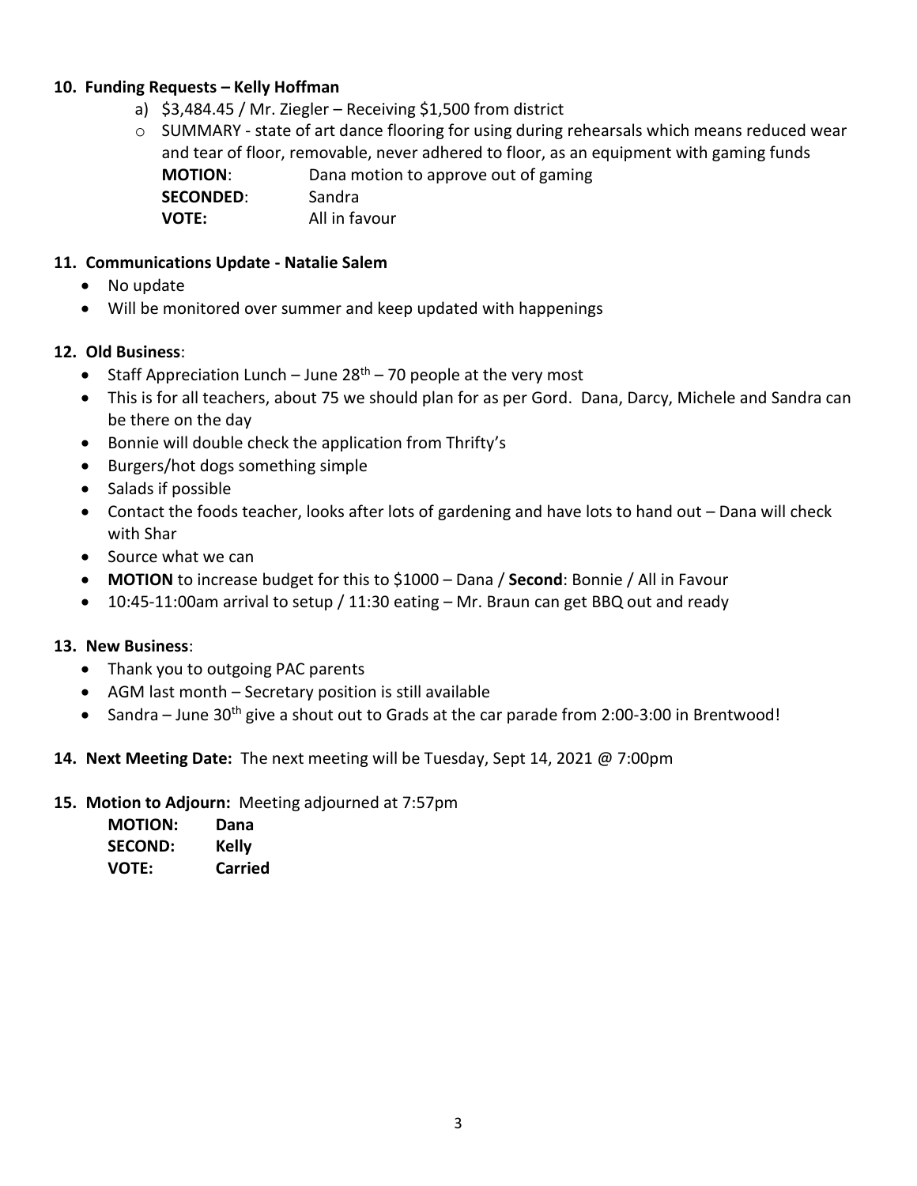**10. Funding Requests – Kelly Hoffman**

a) $3,484.45 / Mr. Ziegler – Receiving $1,500 from district

- SUMMARY - state of art dance flooring for using during rehearsals which means reduced wear and tear of floor, removable, never adhered to floor, as an equipment with gaming funds

  **MOTION**: Dana motion to approve out of gaming
  **SECONDED**: Sandra
  **VOTE:** All in favour

**11. Communications Update - Natalie Salem**

- No update
- Will be monitored over summer and keep updated with happenings

**12. Old Business**:

- Staff Appreciation Lunch – June 28th – 70 people at the very most
- This is for all teachers, about 75 we should plan for as per Gord. Dana, Darcy, Michele and Sandra can be there on the day
- Bonnie will double check the application from Thrifty's
- Burgers/hot dogs something simple
- Salads if possible
- Contact the foods teacher, looks after lots of gardening and have lots to hand out – Dana will check with Shar
- Source what we can
- **MOTION** to increase budget for this to $1000 – Dana / **Second**: Bonnie / All in Favour
- 10:45-11:00am arrival to setup / 11:30 eating – Mr. Braun can get BBQ out and ready

**13. New Business**:

- Thank you to outgoing PAC parents
- AGM last month – Secretary position is still available
- Sandra – June 30th give a shout out to Grads at the car parade from 2:00-3:00 in Brentwood!

**14. Next Meeting Date:** The next meeting will be Tuesday, Sept 14, 2021 @ 7:00pm

**15. Motion to Adjourn:** Meeting adjourned at 7:57pm

**MOTION:** **Dana**
**SECOND:** **Kelly**
**VOTE:** **Carried**